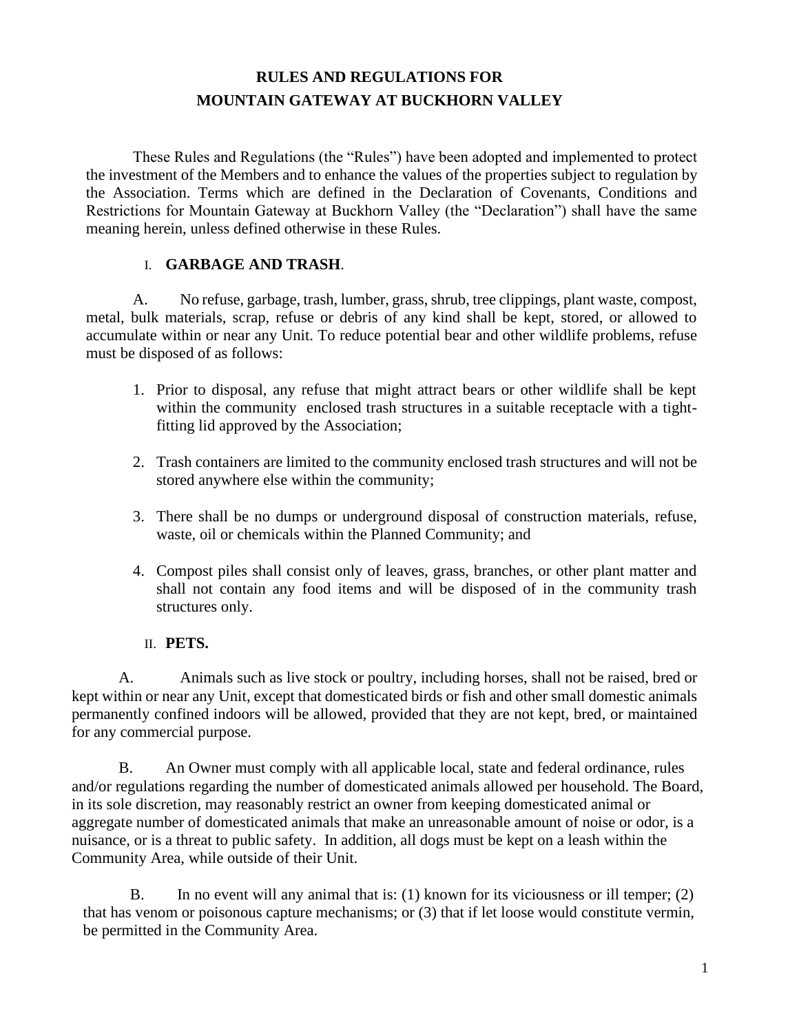# RULES AND REGULATIONS FOR MOUNTAIN GATEWAY AT BUCKHORN VALLEY

These Rules and Regulations (the "Rules") have been adopted and implemented to protect the investment of the Members and to enhance the values of the properties subject to regulation by the Association. Terms which are defined in the Declaration of Covenants, Conditions and Restrictions for Mountain Gateway at Buckhorn Valley (the "Declaration") shall have the same meaning herein, unless defined otherwise in these Rules.

## I. GARBAGE AND TRASH.

A. No refuse, garbage, trash, lumber, grass, shrub, tree clippings, plant waste, compost, metal, bulk materials, scrap, refuse or debris of any kind shall be kept, stored, or allowed to accumulate within or near any Unit. To reduce potential bear and other wildlife problems, refuse must be disposed of as follows:

1. Prior to disposal, any refuse that might attract bears or other wildlife shall be kept within the community enclosed trash structures in a suitable receptacle with a tight-fitting lid approved by the Association;
2. Trash containers are limited to the community enclosed trash structures and will not be stored anywhere else within the community;
3. There shall be no dumps or underground disposal of construction materials, refuse, waste, oil or chemicals within the Planned Community; and
4. Compost piles shall consist only of leaves, grass, branches, or other plant matter and shall not contain any food items and will be disposed of in the community trash structures only.

## II. PETS.

A. Animals such as live stock or poultry, including horses, shall not be raised, bred or kept within or near any Unit, except that domesticated birds or fish and other small domestic animals permanently confined indoors will be allowed, provided that they are not kept, bred, or maintained for any commercial purpose.

B. An Owner must comply with all applicable local, state and federal ordinance, rules and/or regulations regarding the number of domesticated animals allowed per household. The Board, in its sole discretion, may reasonably restrict an owner from keeping domesticated animal or aggregate number of domesticated animals that make an unreasonable amount of noise or odor, is a nuisance, or is a threat to public safety. In addition, all dogs must be kept on a leash within the Community Area, while outside of their Unit.

B. In no event will any animal that is: (1) known for its viciousness or ill temper; (2) that has venom or poisonous capture mechanisms; or (3) that if let loose would constitute vermin, be permitted in the Community Area.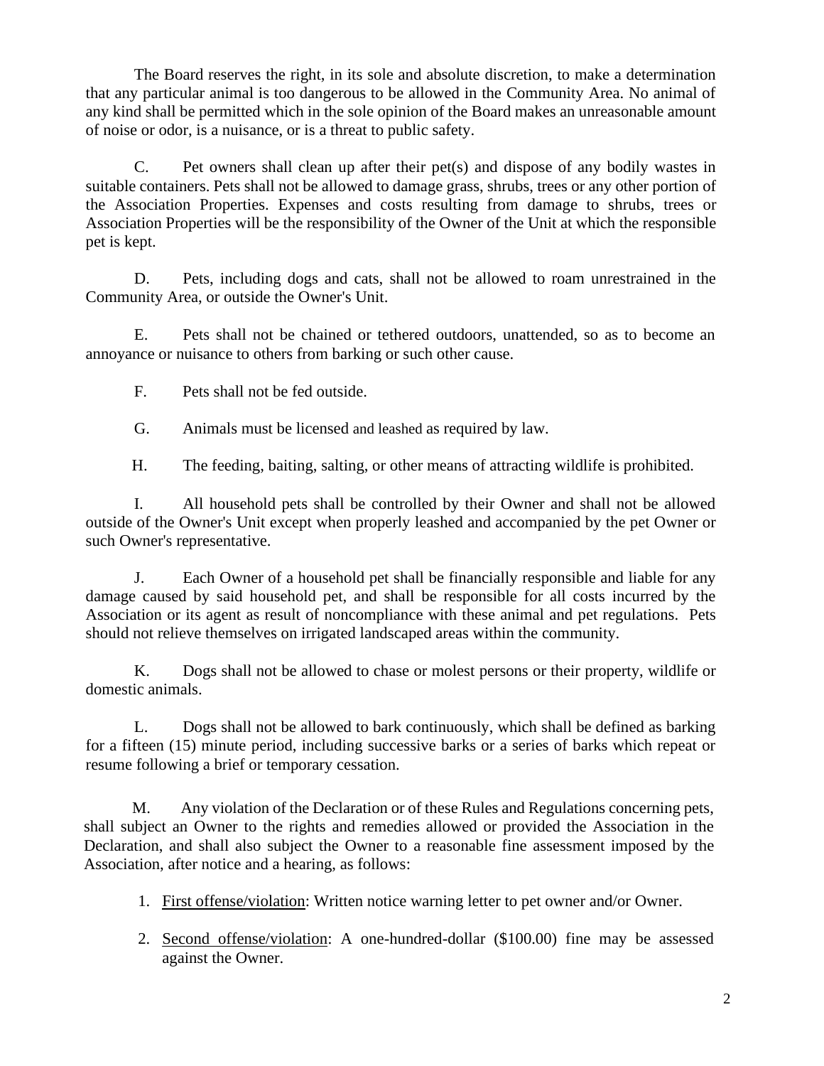The Board reserves the right, in its sole and absolute discretion, to make a determination that any particular animal is too dangerous to be allowed in the Community Area. No animal of any kind shall be permitted which in the sole opinion of the Board makes an unreasonable amount of noise or odor, is a nuisance, or is a threat to public safety.

C. Pet owners shall clean up after their pet(s) and dispose of any bodily wastes in suitable containers. Pets shall not be allowed to damage grass, shrubs, trees or any other portion of the Association Properties. Expenses and costs resulting from damage to shrubs, trees or Association Properties will be the responsibility of the Owner of the Unit at which the responsible pet is kept.

D. Pets, including dogs and cats, shall not be allowed to roam unrestrained in the Community Area, or outside the Owner's Unit.

E. Pets shall not be chained or tethered outdoors, unattended, so as to become an annoyance or nuisance to others from barking or such other cause.

F. Pets shall not be fed outside.

G. Animals must be licensed and leashed as required by law.

H. The feeding, baiting, salting, or other means of attracting wildlife is prohibited.

I. All household pets shall be controlled by their Owner and shall not be allowed outside of the Owner's Unit except when properly leashed and accompanied by the pet Owner or such Owner's representative.

J. Each Owner of a household pet shall be financially responsible and liable for any damage caused by said household pet, and shall be responsible for all costs incurred by the Association or its agent as result of noncompliance with these animal and pet regulations. Pets should not relieve themselves on irrigated landscaped areas within the community.

K. Dogs shall not be allowed to chase or molest persons or their property, wildlife or domestic animals.

L. Dogs shall not be allowed to bark continuously, which shall be defined as barking for a fifteen (15) minute period, including successive barks or a series of barks which repeat or resume following a brief or temporary cessation.

M. Any violation of the Declaration or of these Rules and Regulations concerning pets, shall subject an Owner to the rights and remedies allowed or provided the Association in the Declaration, and shall also subject the Owner to a reasonable fine assessment imposed by the Association, after notice and a hearing, as follows:

1. <u>First offense/violation</u>: Written notice warning letter to pet owner and/or Owner.
2. <u>Second offense/violation</u>: A one-hundred-dollar ($100.00) fine may be assessed against the Owner.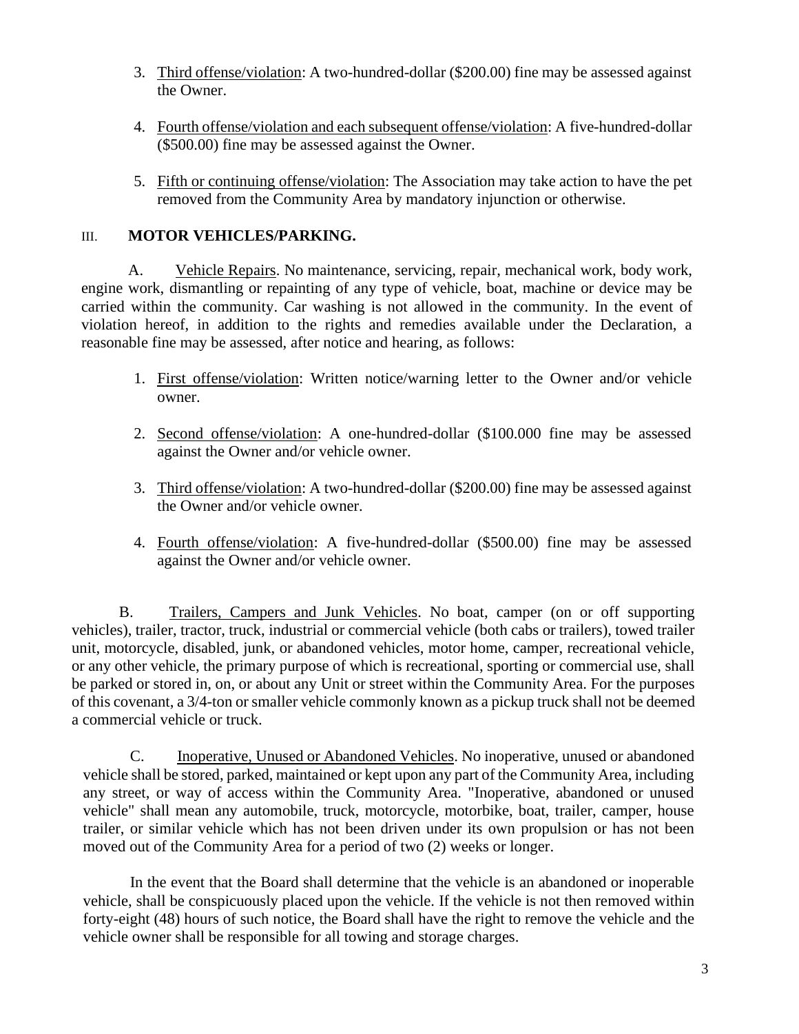3. Third offense/violation: A two-hundred-dollar ($200.00) fine may be assessed against the Owner.

4. Fourth offense/violation and each subsequent offense/violation: A five-hundred-dollar ($500.00) fine may be assessed against the Owner.

5. Fifth or continuing offense/violation: The Association may take action to have the pet removed from the Community Area by mandatory injunction or otherwise.

## III. MOTOR VEHICLES/PARKING.

A. Vehicle Repairs. No maintenance, servicing, repair, mechanical work, body work, engine work, dismantling or repainting of any type of vehicle, boat, machine or device may be carried within the community. Car washing is not allowed in the community. In the event of violation hereof, in addition to the rights and remedies available under the Declaration, a reasonable fine may be assessed, after notice and hearing, as follows:

1. First offense/violation: Written notice/warning letter to the Owner and/or vehicle owner.

2. Second offense/violation: A one-hundred-dollar ($100.000 fine may be assessed against the Owner and/or vehicle owner.

3. Third offense/violation: A two-hundred-dollar ($200.00) fine may be assessed against the Owner and/or vehicle owner.

4. Fourth offense/violation: A five-hundred-dollar ($500.00) fine may be assessed against the Owner and/or vehicle owner.

B. Trailers, Campers and Junk Vehicles. No boat, camper (on or off supporting vehicles), trailer, tractor, truck, industrial or commercial vehicle (both cabs or trailers), towed trailer unit, motorcycle, disabled, junk, or abandoned vehicles, motor home, camper, recreational vehicle, or any other vehicle, the primary purpose of which is recreational, sporting or commercial use, shall be parked or stored in, on, or about any Unit or street within the Community Area. For the purposes of this covenant, a 3/4-ton or smaller vehicle commonly known as a pickup truck shall not be deemed a commercial vehicle or truck.

C. Inoperative, Unused or Abandoned Vehicles. No inoperative, unused or abandoned vehicle shall be stored, parked, maintained or kept upon any part of the Community Area, including any street, or way of access within the Community Area. "Inoperative, abandoned or unused vehicle" shall mean any automobile, truck, motorcycle, motorbike, boat, trailer, camper, house trailer, or similar vehicle which has not been driven under its own propulsion or has not been moved out of the Community Area for a period of two (2) weeks or longer.

In the event that the Board shall determine that the vehicle is an abandoned or inoperable vehicle, shall be conspicuously placed upon the vehicle. If the vehicle is not then removed within forty-eight (48) hours of such notice, the Board shall have the right to remove the vehicle and the vehicle owner shall be responsible for all towing and storage charges.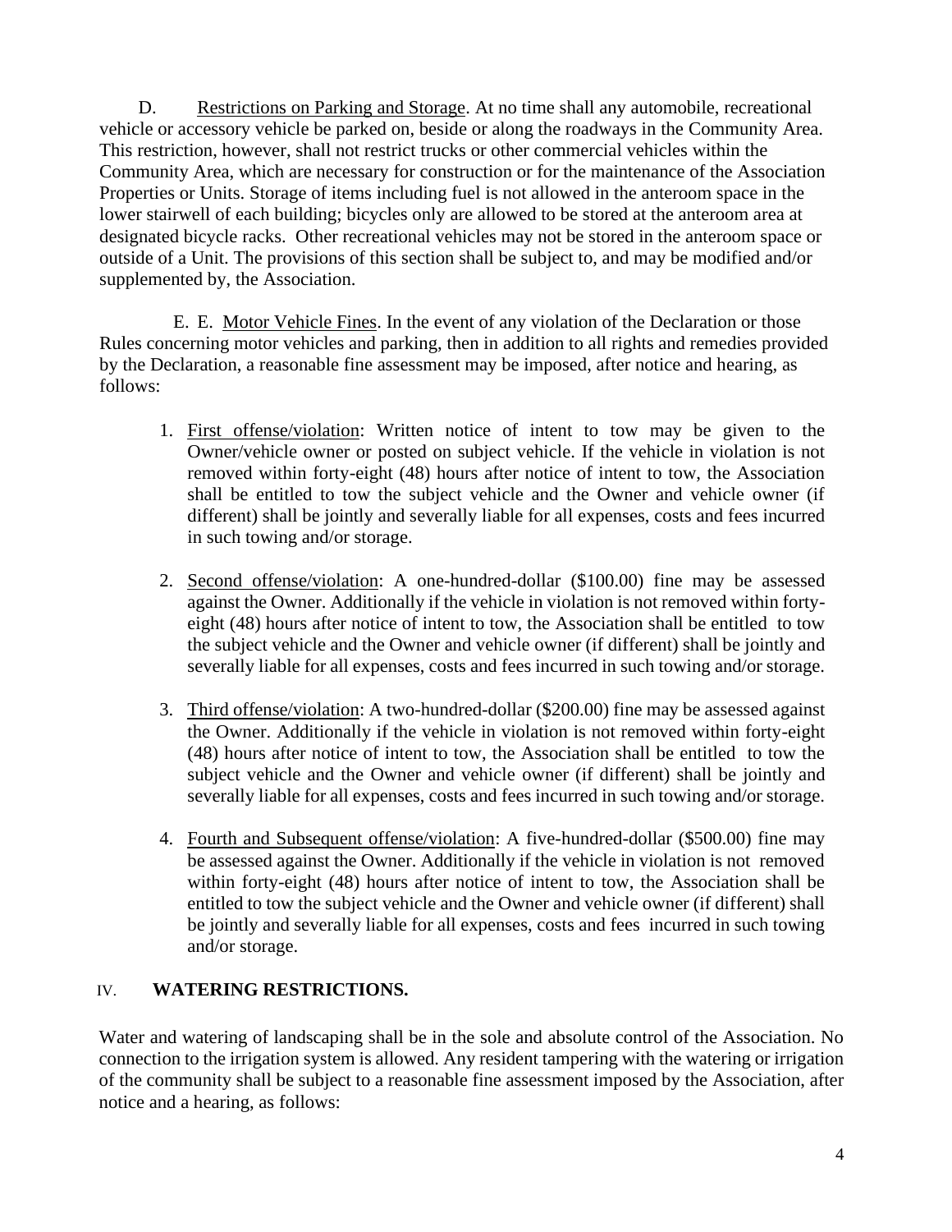D. Restrictions on Parking and Storage. At no time shall any automobile, recreational vehicle or accessory vehicle be parked on, beside or along the roadways in the Community Area. This restriction, however, shall not restrict trucks or other commercial vehicles within the Community Area, which are necessary for construction or for the maintenance of the Association Properties or Units. Storage of items including fuel is not allowed in the anteroom space in the lower stairwell of each building; bicycles only are allowed to be stored at the anteroom area at designated bicycle racks. Other recreational vehicles may not be stored in the anteroom space or outside of a Unit. The provisions of this section shall be subject to, and may be modified and/or supplemented by, the Association.

E. E. Motor Vehicle Fines. In the event of any violation of the Declaration or those Rules concerning motor vehicles and parking, then in addition to all rights and remedies provided by the Declaration, a reasonable fine assessment may be imposed, after notice and hearing, as follows:

1. First offense/violation: Written notice of intent to tow may be given to the Owner/vehicle owner or posted on subject vehicle. If the vehicle in violation is not removed within forty-eight (48) hours after notice of intent to tow, the Association shall be entitled to tow the subject vehicle and the Owner and vehicle owner (if different) shall be jointly and severally liable for all expenses, costs and fees incurred in such towing and/or storage.

2. Second offense/violation: A one-hundred-dollar ($100.00) fine may be assessed against the Owner. Additionally if the vehicle in violation is not removed within forty-eight (48) hours after notice of intent to tow, the Association shall be entitled to tow the subject vehicle and the Owner and vehicle owner (if different) shall be jointly and severally liable for all expenses, costs and fees incurred in such towing and/or storage.

3. Third offense/violation: A two-hundred-dollar ($200.00) fine may be assessed against the Owner. Additionally if the vehicle in violation is not removed within forty-eight (48) hours after notice of intent to tow, the Association shall be entitled to tow the subject vehicle and the Owner and vehicle owner (if different) shall be jointly and severally liable for all expenses, costs and fees incurred in such towing and/or storage.

4. Fourth and Subsequent offense/violation: A five-hundred-dollar ($500.00) fine may be assessed against the Owner. Additionally if the vehicle in violation is not removed within forty-eight (48) hours after notice of intent to tow, the Association shall be entitled to tow the subject vehicle and the Owner and vehicle owner (if different) shall be jointly and severally liable for all expenses, costs and fees incurred in such towing and/or storage.

## IV. WATERING RESTRICTIONS.

Water and watering of landscaping shall be in the sole and absolute control of the Association. No connection to the irrigation system is allowed. Any resident tampering with the watering or irrigation of the community shall be subject to a reasonable fine assessment imposed by the Association, after notice and a hearing, as follows: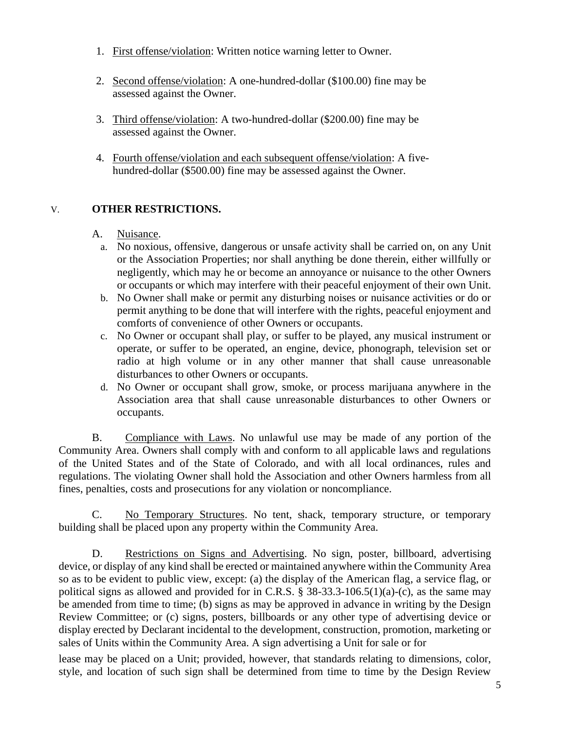1. First offense/violation: Written notice warning letter to Owner.

2. Second offense/violation: A one-hundred-dollar ($100.00) fine may be assessed against the Owner.

3. Third offense/violation: A two-hundred-dollar ($200.00) fine may be assessed against the Owner.

4. Fourth offense/violation and each subsequent offense/violation: A five-hundred-dollar ($500.00) fine may be assessed against the Owner.

## V. OTHER RESTRICTIONS.

A. Nuisance.

a. No noxious, offensive, dangerous or unsafe activity shall be carried on, on any Unit or the Association Properties; nor shall anything be done therein, either willfully or negligently, which may he or become an annoyance or nuisance to the other Owners or occupants or which may interfere with their peaceful enjoyment of their own Unit.

b. No Owner shall make or permit any disturbing noises or nuisance activities or do or permit anything to be done that will interfere with the rights, peaceful enjoyment and comforts of convenience of other Owners or occupants.

c. No Owner or occupant shall play, or suffer to be played, any musical instrument or operate, or suffer to be operated, an engine, device, phonograph, television set or radio at high volume or in any other manner that shall cause unreasonable disturbances to other Owners or occupants.

d. No Owner or occupant shall grow, smoke, or process marijuana anywhere in the Association area that shall cause unreasonable disturbances to other Owners or occupants.

B. Compliance with Laws. No unlawful use may be made of any portion of the Community Area. Owners shall comply with and conform to all applicable laws and regulations of the United States and of the State of Colorado, and with all local ordinances, rules and regulations. The violating Owner shall hold the Association and other Owners harmless from all fines, penalties, costs and prosecutions for any violation or noncompliance.

C. No Temporary Structures. No tent, shack, temporary structure, or temporary building shall be placed upon any property within the Community Area.

D. Restrictions on Signs and Advertising. No sign, poster, billboard, advertising device, or display of any kind shall be erected or maintained anywhere within the Community Area so as to be evident to public view, except: (a) the display of the American flag, a service flag, or political signs as allowed and provided for in C.R.S. § 38-33.3-106.5(1)(a)-(c), as the same may be amended from time to time; (b) signs as may be approved in advance in writing by the Design Review Committee; or (c) signs, posters, billboards or any other type of advertising device or display erected by Declarant incidental to the development, construction, promotion, marketing or sales of Units within the Community Area. A sign advertising a Unit for sale or for lease may be placed on a Unit; provided, however, that standards relating to dimensions, color, style, and location of such sign shall be determined from time to time by the Design Review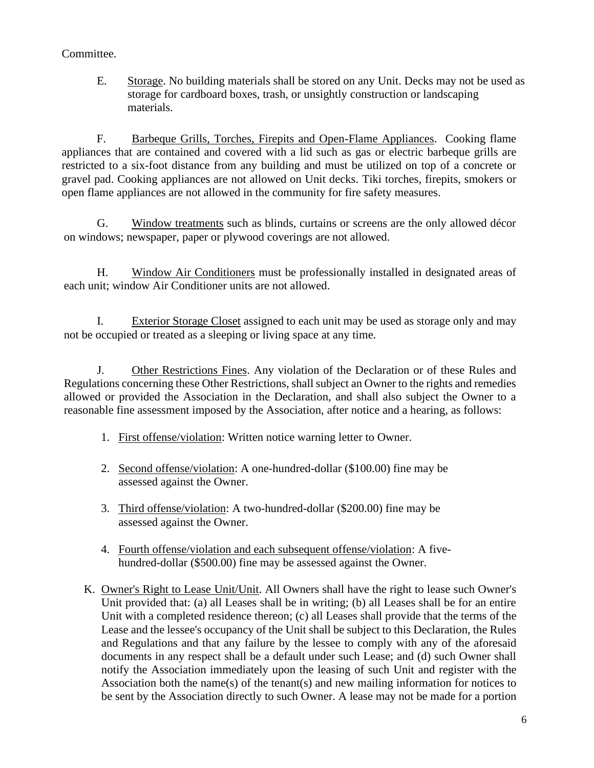Committee.

E. Storage. No building materials shall be stored on any Unit. Decks may not be used as storage for cardboard boxes, trash, or unsightly construction or landscaping materials.

F. Barbeque Grills, Torches, Firepits and Open-Flame Appliances. Cooking flame appliances that are contained and covered with a lid such as gas or electric barbeque grills are restricted to a six-foot distance from any building and must be utilized on top of a concrete or gravel pad. Cooking appliances are not allowed on Unit decks. Tiki torches, firepits, smokers or open flame appliances are not allowed in the community for fire safety measures.

G. Window treatments such as blinds, curtains or screens are the only allowed décor on windows; newspaper, paper or plywood coverings are not allowed.

H. Window Air Conditioners must be professionally installed in designated areas of each unit; window Air Conditioner units are not allowed.

I. Exterior Storage Closet assigned to each unit may be used as storage only and may not be occupied or treated as a sleeping or living space at any time.

J. Other Restrictions Fines. Any violation of the Declaration or of these Rules and Regulations concerning these Other Restrictions, shall subject an Owner to the rights and remedies allowed or provided the Association in the Declaration, and shall also subject the Owner to a reasonable fine assessment imposed by the Association, after notice and a hearing, as follows:

1. First offense/violation: Written notice warning letter to Owner.
2. Second offense/violation: A one-hundred-dollar ($100.00) fine may be assessed against the Owner.
3. Third offense/violation: A two-hundred-dollar ($200.00) fine may be assessed against the Owner.
4. Fourth offense/violation and each subsequent offense/violation: A five-hundred-dollar ($500.00) fine may be assessed against the Owner.

K. Owner's Right to Lease Unit/Unit. All Owners shall have the right to lease such Owner's Unit provided that: (a) all Leases shall be in writing; (b) all Leases shall be for an entire Unit with a completed residence thereon; (c) all Leases shall provide that the terms of the Lease and the lessee's occupancy of the Unit shall be subject to this Declaration, the Rules and Regulations and that any failure by the lessee to comply with any of the aforesaid documents in any respect shall be a default under such Lease; and (d) such Owner shall notify the Association immediately upon the leasing of such Unit and register with the Association both the name(s) of the tenant(s) and new mailing information for notices to be sent by the Association directly to such Owner. A lease may not be made for a portion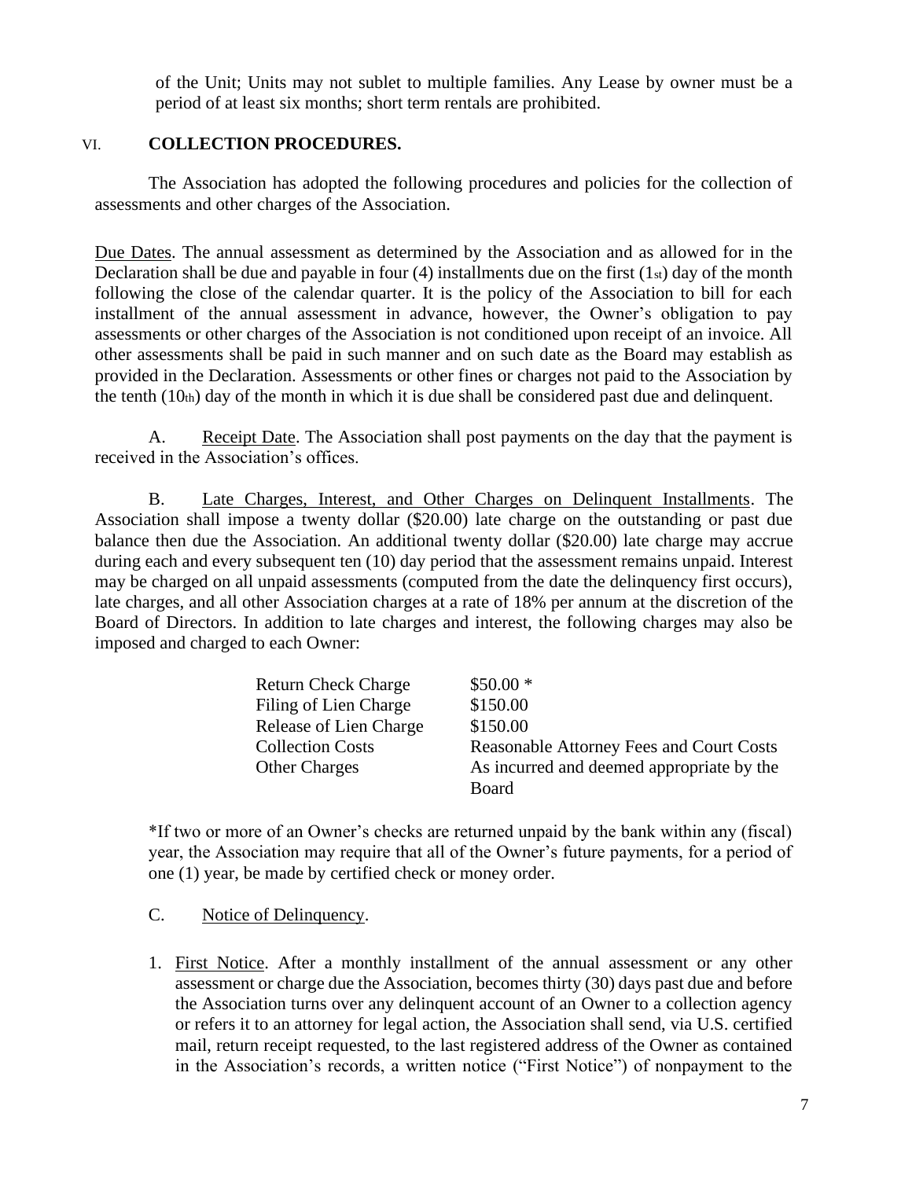of the Unit; Units may not sublet to multiple families. Any Lease by owner must be a period of at least six months; short term rentals are prohibited.

## VI. COLLECTION PROCEDURES.

The Association has adopted the following procedures and policies for the collection of assessments and other charges of the Association.

Due Dates. The annual assessment as determined by the Association and as allowed for in the Declaration shall be due and payable in four (4) installments due on the first (1st) day of the month following the close of the calendar quarter. It is the policy of the Association to bill for each installment of the annual assessment in advance, however, the Owner's obligation to pay assessments or other charges of the Association is not conditioned upon receipt of an invoice. All other assessments shall be paid in such manner and on such date as the Board may establish as provided in the Declaration. Assessments or other fines or charges not paid to the Association by the tenth (10th) day of the month in which it is due shall be considered past due and delinquent.

A. Receipt Date. The Association shall post payments on the day that the payment is received in the Association's offices.

B. Late Charges, Interest, and Other Charges on Delinquent Installments. The Association shall impose a twenty dollar ($20.00) late charge on the outstanding or past due balance then due the Association. An additional twenty dollar ($20.00) late charge may accrue during each and every subsequent ten (10) day period that the assessment remains unpaid. Interest may be charged on all unpaid assessments (computed from the date the delinquency first occurs), late charges, and all other Association charges at a rate of 18% per annum at the discretion of the Board of Directors. In addition to late charges and interest, the following charges may also be imposed and charged to each Owner:

| | |
|---|---|
| Return Check Charge | $50.00 * |
| Filing of Lien Charge | $150.00 |
| Release of Lien Charge | $150.00 |
| Collection Costs | Reasonable Attorney Fees and Court Costs |
| Other Charges | As incurred and deemed appropriate by the Board |

*If two or more of an Owner's checks are returned unpaid by the bank within any (fiscal) year, the Association may require that all of the Owner's future payments, for a period of one (1) year, be made by certified check or money order.

C. Notice of Delinquency.

1. First Notice. After a monthly installment of the annual assessment or any other assessment or charge due the Association, becomes thirty (30) days past due and before the Association turns over any delinquent account of an Owner to a collection agency or refers it to an attorney for legal action, the Association shall send, via U.S. certified mail, return receipt requested, to the last registered address of the Owner as contained in the Association's records, a written notice ("First Notice") of nonpayment to the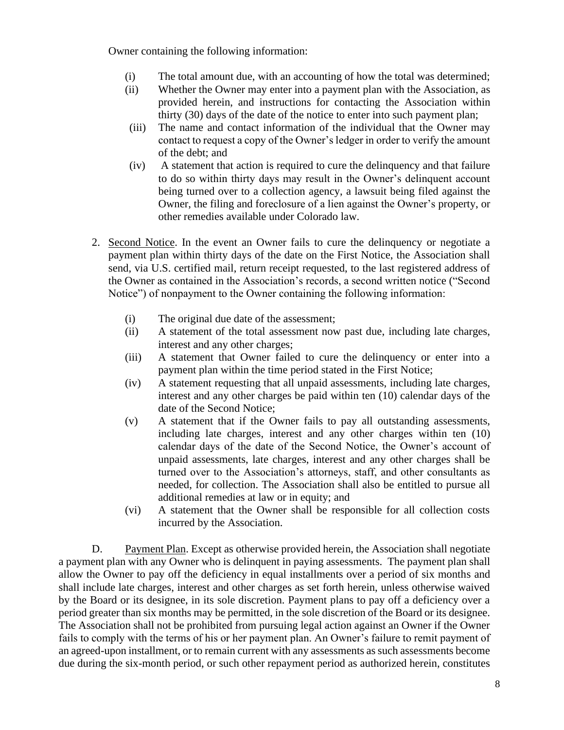Owner containing the following information:

(i) The total amount due, with an accounting of how the total was determined;

(ii) Whether the Owner may enter into a payment plan with the Association, as provided herein, and instructions for contacting the Association within thirty (30) days of the date of the notice to enter into such payment plan;

(iii) The name and contact information of the individual that the Owner may contact to request a copy of the Owner's ledger in order to verify the amount of the debt; and

(iv) A statement that action is required to cure the delinquency and that failure to do so within thirty days may result in the Owner's delinquent account being turned over to a collection agency, a lawsuit being filed against the Owner, the filing and foreclosure of a lien against the Owner's property, or other remedies available under Colorado law.

2. Second Notice. In the event an Owner fails to cure the delinquency or negotiate a payment plan within thirty days of the date on the First Notice, the Association shall send, via U.S. certified mail, return receipt requested, to the last registered address of the Owner as contained in the Association's records, a second written notice ("Second Notice") of nonpayment to the Owner containing the following information:

(i) The original due date of the assessment;

(ii) A statement of the total assessment now past due, including late charges, interest and any other charges;

(iii) A statement that Owner failed to cure the delinquency or enter into a payment plan within the time period stated in the First Notice;

(iv) A statement requesting that all unpaid assessments, including late charges, interest and any other charges be paid within ten (10) calendar days of the date of the Second Notice;

(v) A statement that if the Owner fails to pay all outstanding assessments, including late charges, interest and any other charges within ten (10) calendar days of the date of the Second Notice, the Owner's account of unpaid assessments, late charges, interest and any other charges shall be turned over to the Association's attorneys, staff, and other consultants as needed, for collection. The Association shall also be entitled to pursue all additional remedies at law or in equity; and

(vi) A statement that the Owner shall be responsible for all collection costs incurred by the Association.

D. Payment Plan. Except as otherwise provided herein, the Association shall negotiate a payment plan with any Owner who is delinquent in paying assessments. The payment plan shall allow the Owner to pay off the deficiency in equal installments over a period of six months and shall include late charges, interest and other charges as set forth herein, unless otherwise waived by the Board or its designee, in its sole discretion. Payment plans to pay off a deficiency over a period greater than six months may be permitted, in the sole discretion of the Board or its designee. The Association shall not be prohibited from pursuing legal action against an Owner if the Owner fails to comply with the terms of his or her payment plan. An Owner's failure to remit payment of an agreed-upon installment, or to remain current with any assessments as such assessments become due during the six-month period, or such other repayment period as authorized herein, constitutes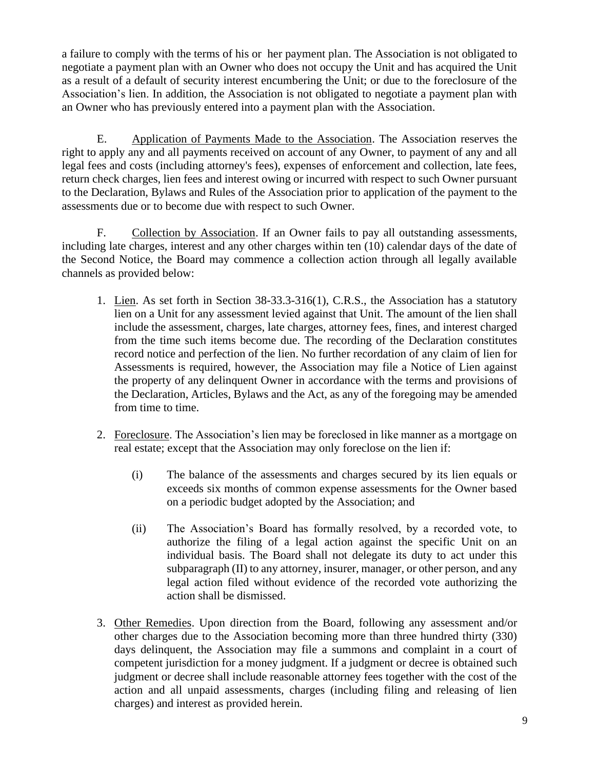a failure to comply with the terms of his or her payment plan. The Association is not obligated to negotiate a payment plan with an Owner who does not occupy the Unit and has acquired the Unit as a result of a default of security interest encumbering the Unit; or due to the foreclosure of the Association's lien. In addition, the Association is not obligated to negotiate a payment plan with an Owner who has previously entered into a payment plan with the Association.

E. Application of Payments Made to the Association. The Association reserves the right to apply any and all payments received on account of any Owner, to payment of any and all legal fees and costs (including attorney's fees), expenses of enforcement and collection, late fees, return check charges, lien fees and interest owing or incurred with respect to such Owner pursuant to the Declaration, Bylaws and Rules of the Association prior to application of the payment to the assessments due or to become due with respect to such Owner.

F. Collection by Association. If an Owner fails to pay all outstanding assessments, including late charges, interest and any other charges within ten (10) calendar days of the date of the Second Notice, the Board may commence a collection action through all legally available channels as provided below:

1. Lien. As set forth in Section 38-33.3-316(1), C.R.S., the Association has a statutory lien on a Unit for any assessment levied against that Unit. The amount of the lien shall include the assessment, charges, late charges, attorney fees, fines, and interest charged from the time such items become due. The recording of the Declaration constitutes record notice and perfection of the lien. No further recordation of any claim of lien for Assessments is required, however, the Association may file a Notice of Lien against the property of any delinquent Owner in accordance with the terms and provisions of the Declaration, Articles, Bylaws and the Act, as any of the foregoing may be amended from time to time.

2. Foreclosure. The Association's lien may be foreclosed in like manner as a mortgage on real estate; except that the Association may only foreclose on the lien if:

   (i) The balance of the assessments and charges secured by its lien equals or exceeds six months of common expense assessments for the Owner based on a periodic budget adopted by the Association; and

   (ii) The Association's Board has formally resolved, by a recorded vote, to authorize the filing of a legal action against the specific Unit on an individual basis. The Board shall not delegate its duty to act under this subparagraph (II) to any attorney, insurer, manager, or other person, and any legal action filed without evidence of the recorded vote authorizing the action shall be dismissed.

3. Other Remedies. Upon direction from the Board, following any assessment and/or other charges due to the Association becoming more than three hundred thirty (330) days delinquent, the Association may file a summons and complaint in a court of competent jurisdiction for a money judgment. If a judgment or decree is obtained such judgment or decree shall include reasonable attorney fees together with the cost of the action and all unpaid assessments, charges (including filing and releasing of lien charges) and interest as provided herein.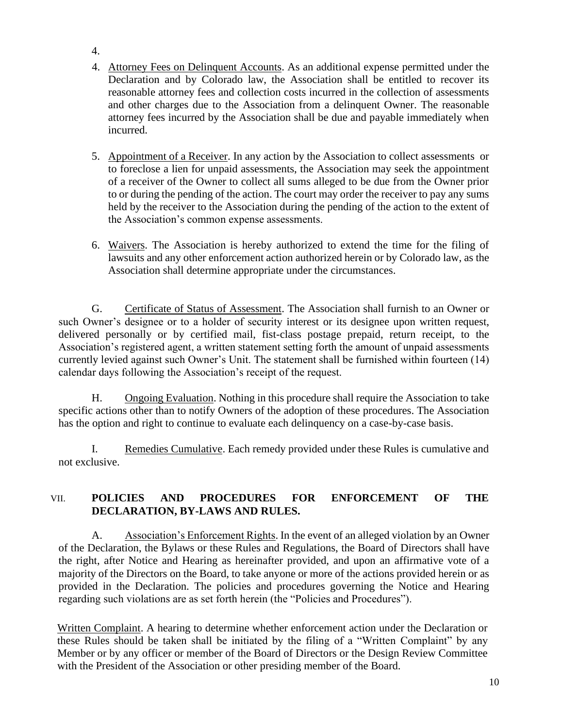4.

4. Attorney Fees on Delinquent Accounts. As an additional expense permitted under the Declaration and by Colorado law, the Association shall be entitled to recover its reasonable attorney fees and collection costs incurred in the collection of assessments and other charges due to the Association from a delinquent Owner. The reasonable attorney fees incurred by the Association shall be due and payable immediately when incurred.

5. Appointment of a Receiver. In any action by the Association to collect assessments or to foreclose a lien for unpaid assessments, the Association may seek the appointment of a receiver of the Owner to collect all sums alleged to be due from the Owner prior to or during the pending of the action. The court may order the receiver to pay any sums held by the receiver to the Association during the pending of the action to the extent of the Association's common expense assessments.

6. Waivers. The Association is hereby authorized to extend the time for the filing of lawsuits and any other enforcement action authorized herein or by Colorado law, as the Association shall determine appropriate under the circumstances.

G. Certificate of Status of Assessment. The Association shall furnish to an Owner or such Owner's designee or to a holder of security interest or its designee upon written request, delivered personally or by certified mail, fist-class postage prepaid, return receipt, to the Association's registered agent, a written statement setting forth the amount of unpaid assessments currently levied against such Owner's Unit. The statement shall be furnished within fourteen (14) calendar days following the Association's receipt of the request.

H. Ongoing Evaluation. Nothing in this procedure shall require the Association to take specific actions other than to notify Owners of the adoption of these procedures. The Association has the option and right to continue to evaluate each delinquency on a case-by-case basis.

I. Remedies Cumulative. Each remedy provided under these Rules is cumulative and not exclusive.

## VII. POLICIES AND PROCEDURES FOR ENFORCEMENT OF THE DECLARATION, BY-LAWS AND RULES.

A. Association's Enforcement Rights. In the event of an alleged violation by an Owner of the Declaration, the Bylaws or these Rules and Regulations, the Board of Directors shall have the right, after Notice and Hearing as hereinafter provided, and upon an affirmative vote of a majority of the Directors on the Board, to take anyone or more of the actions provided herein or as provided in the Declaration. The policies and procedures governing the Notice and Hearing regarding such violations are as set forth herein (the "Policies and Procedures").

Written Complaint. A hearing to determine whether enforcement action under the Declaration or these Rules should be taken shall be initiated by the filing of a "Written Complaint" by any Member or by any officer or member of the Board of Directors or the Design Review Committee with the President of the Association or other presiding member of the Board.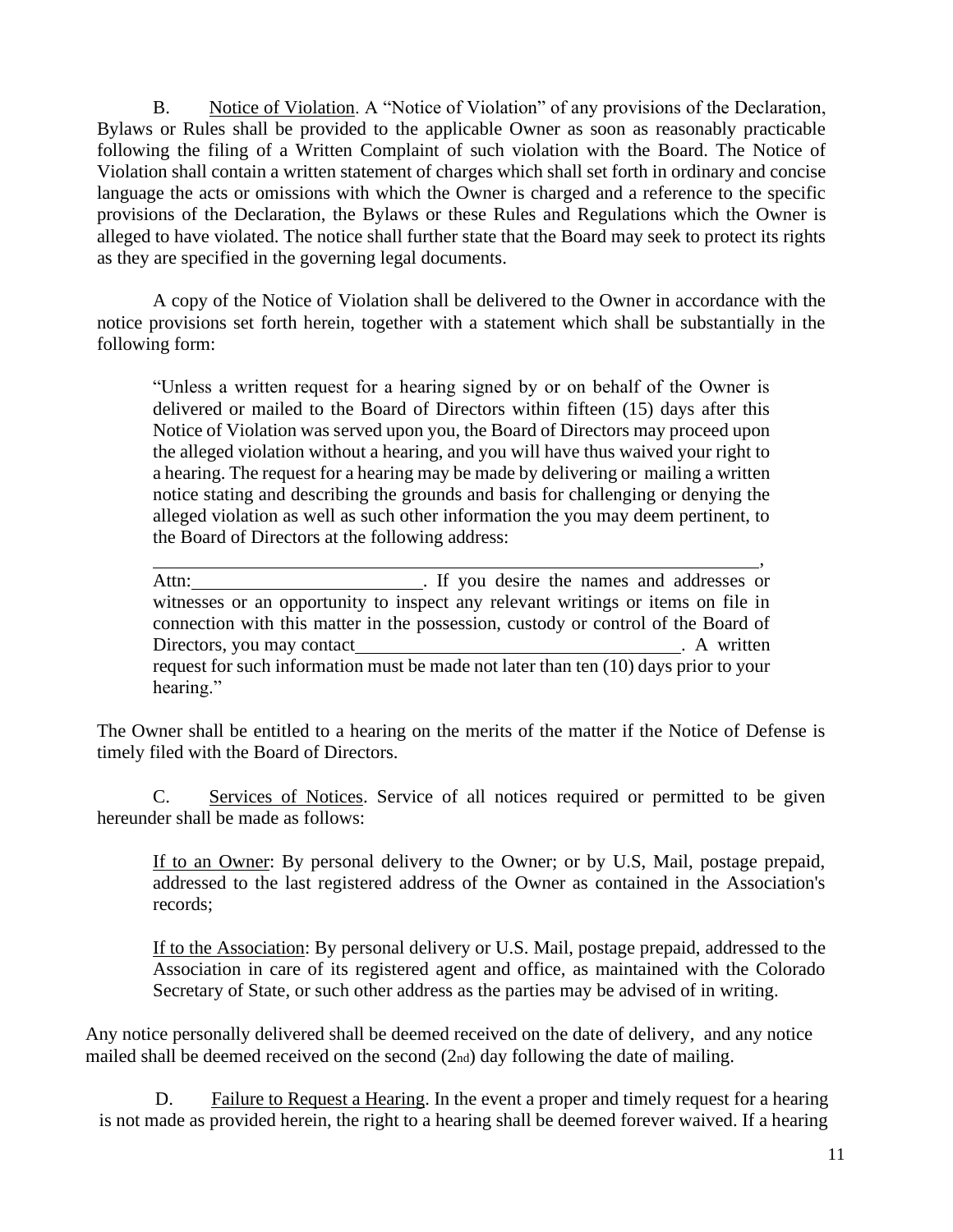B. <u>Notice of Violation</u>. A "Notice of Violation" of any provisions of the Declaration, Bylaws or Rules shall be provided to the applicable Owner as soon as reasonably practicable following the filing of a Written Complaint of such violation with the Board. The Notice of Violation shall contain a written statement of charges which shall set forth in ordinary and concise language the acts or omissions with which the Owner is charged and a reference to the specific provisions of the Declaration, the Bylaws or these Rules and Regulations which the Owner is alleged to have violated. The notice shall further state that the Board may seek to protect its rights as they are specified in the governing legal documents.

A copy of the Notice of Violation shall be delivered to the Owner in accordance with the notice provisions set forth herein, together with a statement which shall be substantially in the following form:

> "Unless a written request for a hearing signed by or on behalf of the Owner is delivered or mailed to the Board of Directors within fifteen (15) days after this Notice of Violation was served upon you, the Board of Directors may proceed upon the alleged violation without a hearing, and you will have thus waived your right to a hearing. The request for a hearing may be made by delivering or mailing a written notice stating and describing the grounds and basis for challenging or denying the alleged violation as well as such other information the you may deem pertinent, to the Board of Directors at the following address:
>
> ______________________________________________,
> Attn:________________________. If you desire the names and addresses or witnesses or an opportunity to inspect any relevant writings or items on file in connection with this matter in the possession, custody or control of the Board of Directors, you may contact______________________________. A written request for such information must be made not later than ten (10) days prior to your hearing."

The Owner shall be entitled to a hearing on the merits of the matter if the Notice of Defense is timely filed with the Board of Directors.

C. <u>Services of Notices</u>. Service of all notices required or permitted to be given hereunder shall be made as follows:

> <u>If to an Owner</u>: By personal delivery to the Owner; or by U.S, Mail, postage prepaid, addressed to the last registered address of the Owner as contained in the Association's records;
>
> <u>If to the Association</u>: By personal delivery or U.S. Mail, postage prepaid, addressed to the Association in care of its registered agent and office, as maintained with the Colorado Secretary of State, or such other address as the parties may be advised of in writing.

Any notice personally delivered shall be deemed received on the date of delivery, and any notice mailed shall be deemed received on the second (2nd) day following the date of mailing.

D. <u>Failure to Request a Hearing</u>. In the event a proper and timely request for a hearing is not made as provided herein, the right to a hearing shall be deemed forever waived. If a hearing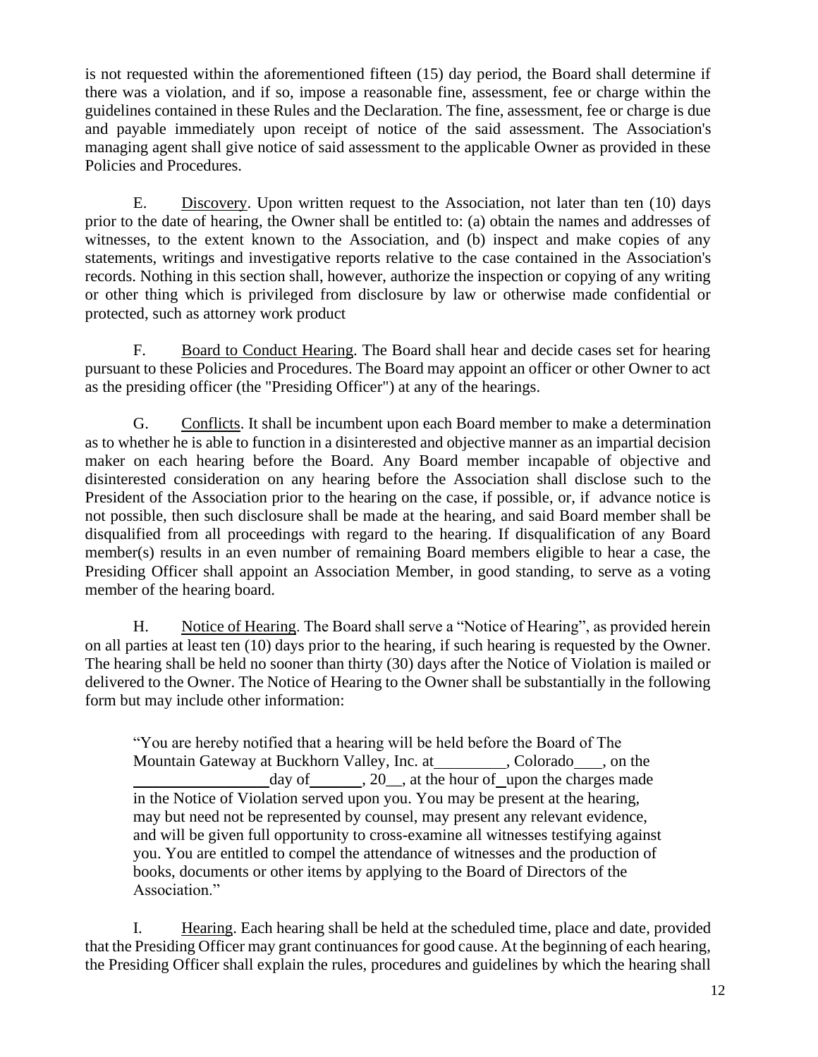is not requested within the aforementioned fifteen (15) day period, the Board shall determine if there was a violation, and if so, impose a reasonable fine, assessment, fee or charge within the guidelines contained in these Rules and the Declaration. The fine, assessment, fee or charge is due and payable immediately upon receipt of notice of the said assessment. The Association's managing agent shall give notice of said assessment to the applicable Owner as provided in these Policies and Procedures.

E. Discovery. Upon written request to the Association, not later than ten (10) days prior to the date of hearing, the Owner shall be entitled to: (a) obtain the names and addresses of witnesses, to the extent known to the Association, and (b) inspect and make copies of any statements, writings and investigative reports relative to the case contained in the Association's records. Nothing in this section shall, however, authorize the inspection or copying of any writing or other thing which is privileged from disclosure by law or otherwise made confidential or protected, such as attorney work product

F. Board to Conduct Hearing. The Board shall hear and decide cases set for hearing pursuant to these Policies and Procedures. The Board may appoint an officer or other Owner to act as the presiding officer (the "Presiding Officer") at any of the hearings.

G. Conflicts. It shall be incumbent upon each Board member to make a determination as to whether he is able to function in a disinterested and objective manner as an impartial decision maker on each hearing before the Board. Any Board member incapable of objective and disinterested consideration on any hearing before the Association shall disclose such to the President of the Association prior to the hearing on the case, if possible, or, if advance notice is not possible, then such disclosure shall be made at the hearing, and said Board member shall be disqualified from all proceedings with regard to the hearing. If disqualification of any Board member(s) results in an even number of remaining Board members eligible to hear a case, the Presiding Officer shall appoint an Association Member, in good standing, to serve as a voting member of the hearing board.

H. Notice of Hearing. The Board shall serve a "Notice of Hearing", as provided herein on all parties at least ten (10) days prior to the hearing, if such hearing is requested by the Owner. The hearing shall be held no sooner than thirty (30) days after the Notice of Violation is mailed or delivered to the Owner. The Notice of Hearing to the Owner shall be substantially in the following form but may include other information:

> "You are hereby notified that a hearing will be held before the Board of The Mountain Gateway at Buckhorn Valley, Inc. at_________, Colorado___, on the _________________day of______, 20__, at the hour of_upon the charges made in the Notice of Violation served upon you. You may be present at the hearing, may but need not be represented by counsel, may present any relevant evidence, and will be given full opportunity to cross-examine all witnesses testifying against you. You are entitled to compel the attendance of witnesses and the production of books, documents or other items by applying to the Board of Directors of the Association."

I. Hearing. Each hearing shall be held at the scheduled time, place and date, provided that the Presiding Officer may grant continuances for good cause. At the beginning of each hearing, the Presiding Officer shall explain the rules, procedures and guidelines by which the hearing shall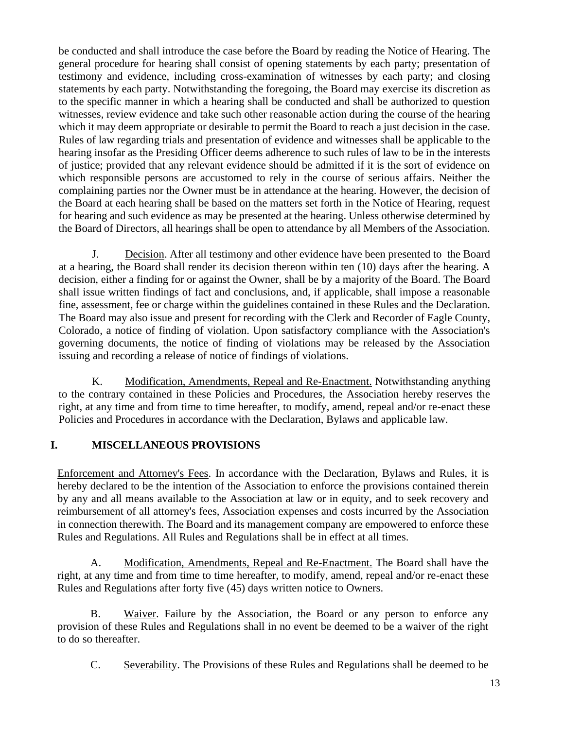be conducted and shall introduce the case before the Board by reading the Notice of Hearing. The general procedure for hearing shall consist of opening statements by each party; presentation of testimony and evidence, including cross-examination of witnesses by each party; and closing statements by each party. Notwithstanding the foregoing, the Board may exercise its discretion as to the specific manner in which a hearing shall be conducted and shall be authorized to question witnesses, review evidence and take such other reasonable action during the course of the hearing which it may deem appropriate or desirable to permit the Board to reach a just decision in the case. Rules of law regarding trials and presentation of evidence and witnesses shall be applicable to the hearing insofar as the Presiding Officer deems adherence to such rules of law to be in the interests of justice; provided that any relevant evidence should be admitted if it is the sort of evidence on which responsible persons are accustomed to rely in the course of serious affairs. Neither the complaining parties nor the Owner must be in attendance at the hearing. However, the decision of the Board at each hearing shall be based on the matters set forth in the Notice of Hearing, request for hearing and such evidence as may be presented at the hearing. Unless otherwise determined by the Board of Directors, all hearings shall be open to attendance by all Members of the Association.

J. Decision. After all testimony and other evidence have been presented to the Board at a hearing, the Board shall render its decision thereon within ten (10) days after the hearing. A decision, either a finding for or against the Owner, shall be by a majority of the Board. The Board shall issue written findings of fact and conclusions, and, if applicable, shall impose a reasonable fine, assessment, fee or charge within the guidelines contained in these Rules and the Declaration. The Board may also issue and present for recording with the Clerk and Recorder of Eagle County, Colorado, a notice of finding of violation. Upon satisfactory compliance with the Association's governing documents, the notice of finding of violations may be released by the Association issuing and recording a release of notice of findings of violations.

K. Modification, Amendments, Repeal and Re-Enactment. Notwithstanding anything to the contrary contained in these Policies and Procedures, the Association hereby reserves the right, at any time and from time to time hereafter, to modify, amend, repeal and/or re-enact these Policies and Procedures in accordance with the Declaration, Bylaws and applicable law.

## I. MISCELLANEOUS PROVISIONS

Enforcement and Attorney's Fees. In accordance with the Declaration, Bylaws and Rules, it is hereby declared to be the intention of the Association to enforce the provisions contained therein by any and all means available to the Association at law or in equity, and to seek recovery and reimbursement of all attorney's fees, Association expenses and costs incurred by the Association in connection therewith. The Board and its management company are empowered to enforce these Rules and Regulations. All Rules and Regulations shall be in effect at all times.

A. Modification, Amendments, Repeal and Re-Enactment. The Board shall have the right, at any time and from time to time hereafter, to modify, amend, repeal and/or re-enact these Rules and Regulations after forty five (45) days written notice to Owners.

B. Waiver. Failure by the Association, the Board or any person to enforce any provision of these Rules and Regulations shall in no event be deemed to be a waiver of the right to do so thereafter.

C. Severability. The Provisions of these Rules and Regulations shall be deemed to be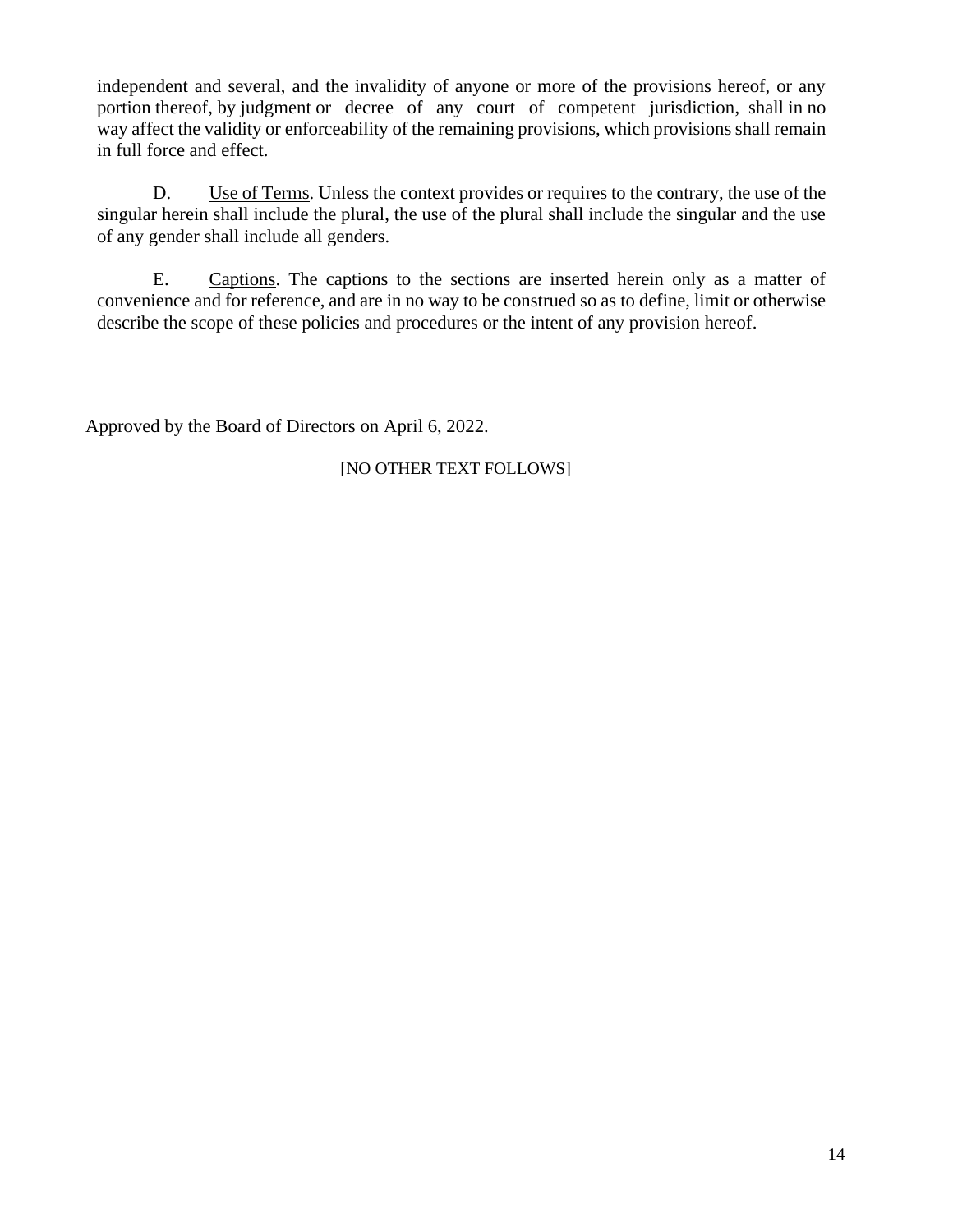independent and several, and the invalidity of anyone or more of the provisions hereof, or any portion thereof, by judgment or decree of any court of competent jurisdiction, shall in no way affect the validity or enforceability of the remaining provisions, which provisions shall remain in full force and effect.

D. Use of Terms. Unless the context provides or requires to the contrary, the use of the singular herein shall include the plural, the use of the plural shall include the singular and the use of any gender shall include all genders.

E. Captions. The captions to the sections are inserted herein only as a matter of convenience and for reference, and are in no way to be construed so as to define, limit or otherwise describe the scope of these policies and procedures or the intent of any provision hereof.

Approved by the Board of Directors on April 6, 2022.

[NO OTHER TEXT FOLLOWS]